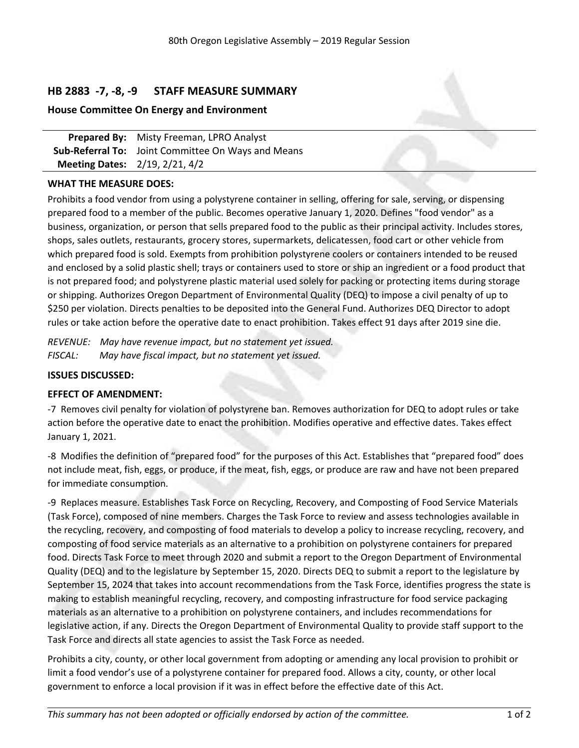80th Oregon Legislative Assembly – 2019 Regular Session

## HB 2883 -7, -8, -9 STAFF MEASURE SUMMARY

### House Committee On Energy and Environment

| | |
|---|---|
| **Prepared By:** | Misty Freeman, LPRO Analyst |
| **Sub-Referral To:** | Joint Committee On Ways and Means |
| **Meeting Dates:** | 2/19, 2/21, 4/2 |

**WHAT THE MEASURE DOES:**

Prohibits a food vendor from using a polystyrene container in selling, offering for sale, serving, or dispensing prepared food to a member of the public. Becomes operative January 1, 2020. Defines "food vendor" as a business, organization, or person that sells prepared food to the public as their principal activity. Includes stores, shops, sales outlets, restaurants, grocery stores, supermarkets, delicatessen, food cart or other vehicle from which prepared food is sold. Exempts from prohibition polystyrene coolers or containers intended to be reused and enclosed by a solid plastic shell; trays or containers used to store or ship an ingredient or a food product that is not prepared food; and polystyrene plastic material used solely for packing or protecting items during storage or shipping. Authorizes Oregon Department of Environmental Quality (DEQ) to impose a civil penalty of up to $250 per violation. Directs penalties to be deposited into the General Fund. Authorizes DEQ Director to adopt rules or take action before the operative date to enact prohibition. Takes effect 91 days after 2019 sine die.

*REVENUE: May have revenue impact, but no statement yet issued.*
*FISCAL: May have fiscal impact, but no statement yet issued.*

**ISSUES DISCUSSED:**

**EFFECT OF AMENDMENT:**

-7 Removes civil penalty for violation of polystyrene ban. Removes authorization for DEQ to adopt rules or take action before the operative date to enact the prohibition. Modifies operative and effective dates. Takes effect January 1, 2021.

-8 Modifies the definition of "prepared food" for the purposes of this Act. Establishes that "prepared food" does not include meat, fish, eggs, or produce, if the meat, fish, eggs, or produce are raw and have not been prepared for immediate consumption.

-9 Replaces measure. Establishes Task Force on Recycling, Recovery, and Composting of Food Service Materials (Task Force), composed of nine members. Charges the Task Force to review and assess technologies available in the recycling, recovery, and composting of food materials to develop a policy to increase recycling, recovery, and composting of food service materials as an alternative to a prohibition on polystyrene containers for prepared food. Directs Task Force to meet through 2020 and submit a report to the Oregon Department of Environmental Quality (DEQ) and to the legislature by September 15, 2020. Directs DEQ to submit a report to the legislature by September 15, 2024 that takes into account recommendations from the Task Force, identifies progress the state is making to establish meaningful recycling, recovery, and composting infrastructure for food service packaging materials as an alternative to a prohibition on polystyrene containers, and includes recommendations for legislative action, if any. Directs the Oregon Department of Environmental Quality to provide staff support to the Task Force and directs all state agencies to assist the Task Force as needed.

Prohibits a city, county, or other local government from adopting or amending any local provision to prohibit or limit a food vendor's use of a polystyrene container for prepared food. Allows a city, county, or other local government to enforce a local provision if it was in effect before the effective date of this Act.

*This summary has not been adopted or officially endorsed by action of the committee.*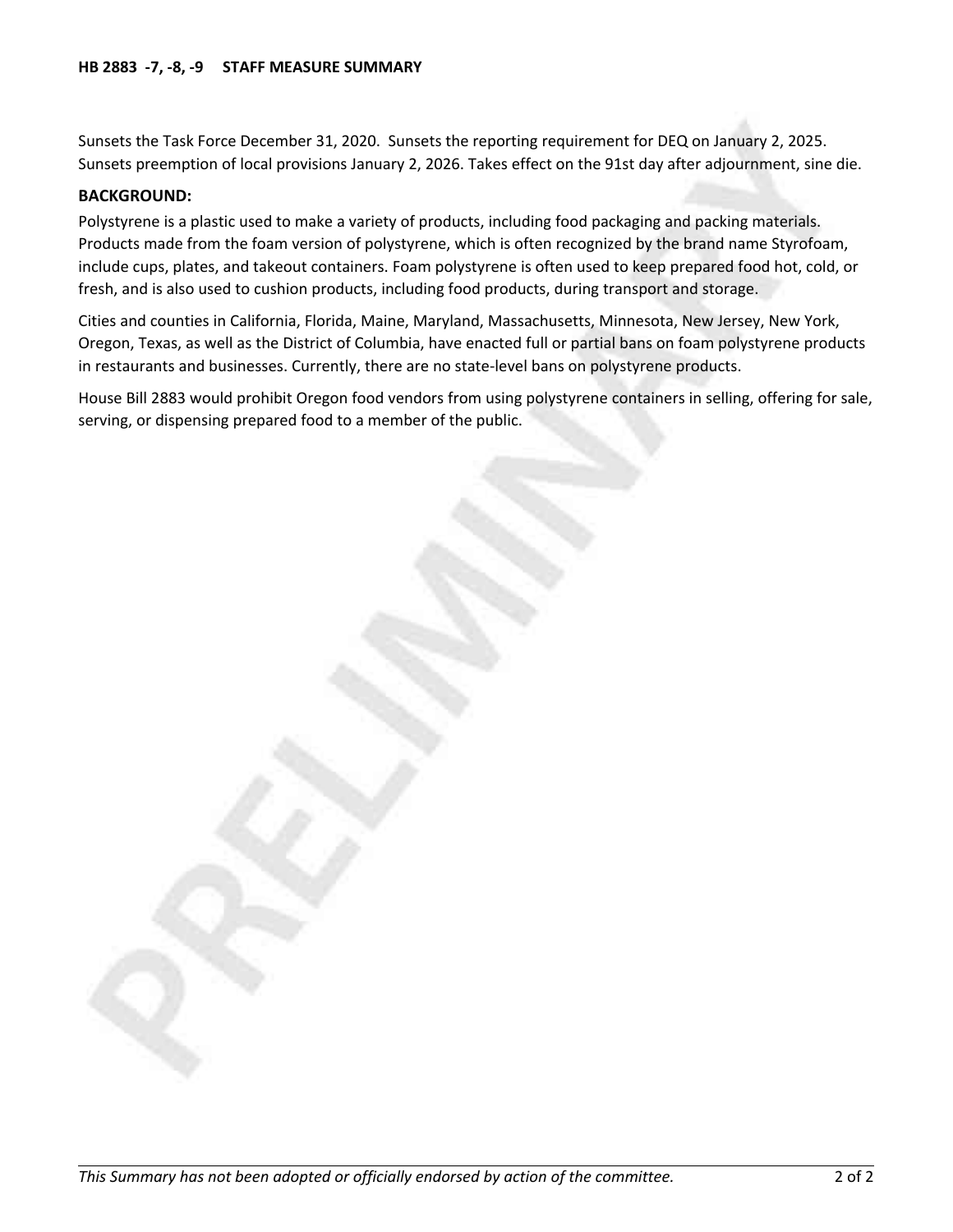Sunsets the Task Force December 31, 2020. Sunsets the reporting requirement for DEQ on January 2, 2025. Sunsets preemption of local provisions January 2, 2026. Takes effect on the 91st day after adjournment, sine die.

**BACKGROUND:**

Polystyrene is a plastic used to make a variety of products, including food packaging and packing materials. Products made from the foam version of polystyrene, which is often recognized by the brand name Styrofoam, include cups, plates, and takeout containers. Foam polystyrene is often used to keep prepared food hot, cold, or fresh, and is also used to cushion products, including food products, during transport and storage.

Cities and counties in California, Florida, Maine, Maryland, Massachusetts, Minnesota, New Jersey, New York, Oregon, Texas, as well as the District of Columbia, have enacted full or partial bans on foam polystyrene products in restaurants and businesses. Currently, there are no state-level bans on polystyrene products.

House Bill 2883 would prohibit Oregon food vendors from using polystyrene containers in selling, offering for sale, serving, or dispensing prepared food to a member of the public.

*This Summary has not been adopted or officially endorsed by action of the committee.*